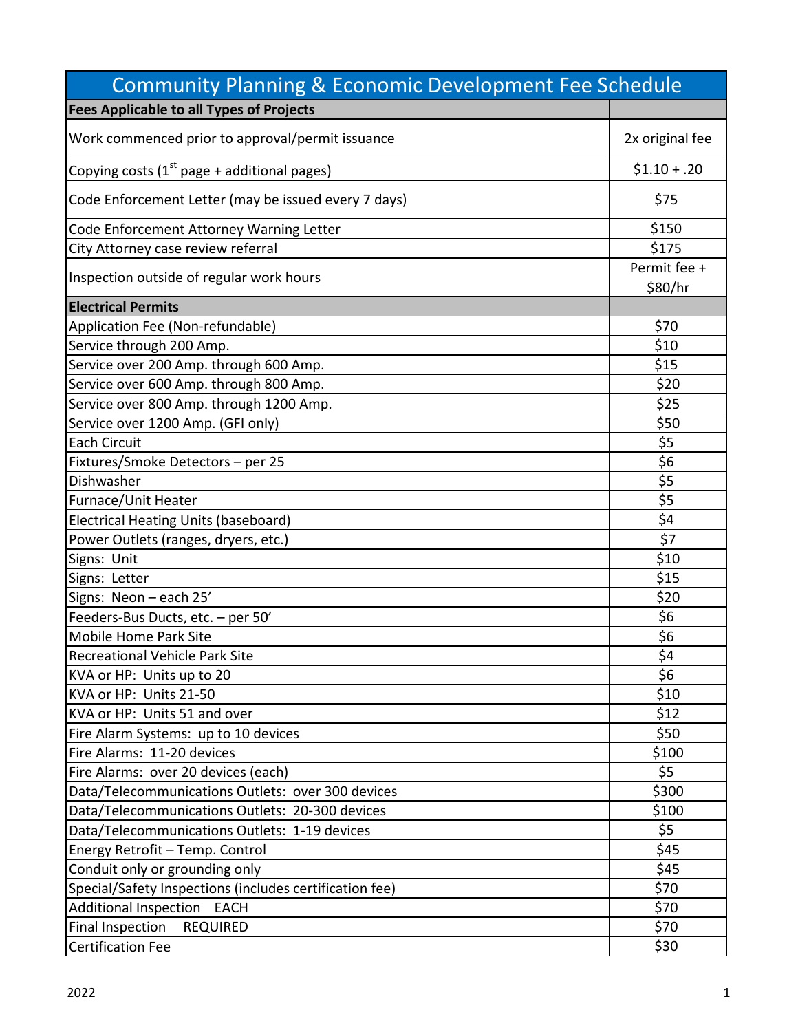| Community Planning & Economic Development Fee Schedule | |
|---|---|
| **Fees Applicable to all Types of Projects** | |
| Work commenced prior to approval/permit issuance | 2x original fee |
| Copying costs (1st page + additional pages) | $1.10 + .20 |
| Code Enforcement Letter (may be issued every 7 days) | $75 |
| Code Enforcement Attorney Warning Letter | $150 |
| City Attorney case review referral | $175 |
| Inspection outside of regular work hours | Permit fee + $80/hr |
| **Electrical Permits** | |
| Application Fee (Non-refundable) | $70 |
| Service through 200 Amp. | $10 |
| Service over 200 Amp. through 600 Amp. | $15 |
| Service over 600 Amp. through 800 Amp. | $20 |
| Service over 800 Amp. through 1200 Amp. | $25 |
| Service over 1200 Amp. (GFI only) | $50 |
| Each Circuit | $5 |
| Fixtures/Smoke Detectors – per 25 | $6 |
| Dishwasher | $5 |
| Furnace/Unit Heater | $5 |
| Electrical Heating Units (baseboard) | $4 |
| Power Outlets (ranges, dryers, etc.) | $7 |
| Signs: Unit | $10 |
| Signs: Letter | $15 |
| Signs: Neon – each 25' | $20 |
| Feeders-Bus Ducts, etc. – per 50' | $6 |
| Mobile Home Park Site | $6 |
| Recreational Vehicle Park Site | $4 |
| KVA or HP: Units up to 20 | $6 |
| KVA or HP: Units 21-50 | $10 |
| KVA or HP: Units 51 and over | $12 |
| Fire Alarm Systems: up to 10 devices | $50 |
| Fire Alarms: 11-20 devices | $100 |
| Fire Alarms: over 20 devices (each) | $5 |
| Data/Telecommunications Outlets: over 300 devices | $300 |
| Data/Telecommunications Outlets: 20-300 devices | $100 |
| Data/Telecommunications Outlets: 1-19 devices | $5 |
| Energy Retrofit – Temp. Control | $45 |
| Conduit only or grounding only | $45 |
| Special/Safety Inspections (includes certification fee) | $70 |
| Additional Inspection EACH | $70 |
| Final Inspection REQUIRED | $70 |
| Certification Fee | $30 |

2022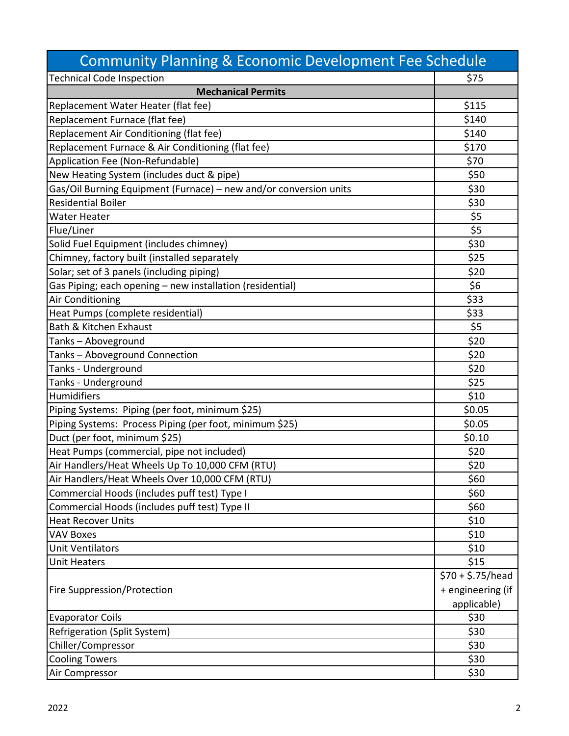| Community Planning & Economic Development Fee Schedule | |
|---|---|
| Technical Code Inspection | $75 |
| **Mechanical Permits** | |
| Replacement Water Heater (flat fee) | $115 |
| Replacement Furnace (flat fee) | $140 |
| Replacement Air Conditioning (flat fee) | $140 |
| Replacement Furnace & Air Conditioning (flat fee) | $170 |
| Application Fee (Non-Refundable) | $70 |
| New Heating System (includes duct & pipe) | $50 |
| Gas/Oil Burning Equipment (Furnace) – new and/or conversion units | $30 |
| Residential Boiler | $30 |
| Water Heater | $5 |
| Flue/Liner | $5 |
| Solid Fuel Equipment (includes chimney) | $30 |
| Chimney, factory built (installed separately | $25 |
| Solar; set of 3 panels (including piping) | $20 |
| Gas Piping; each opening – new installation (residential) | $6 |
| Air Conditioning | $33 |
| Heat Pumps (complete residential) | $33 |
| Bath & Kitchen Exhaust | $5 |
| Tanks – Aboveground | $20 |
| Tanks – Aboveground Connection | $20 |
| Tanks - Underground | $20 |
| Tanks - Underground | $25 |
| Humidifiers | $10 |
| Piping Systems: Piping (per foot, minimum $25) | $0.05 |
| Piping Systems: Process Piping (per foot, minimum $25) | $0.05 |
| Duct (per foot, minimum $25) | $0.10 |
| Heat Pumps (commercial, pipe not included) | $20 |
| Air Handlers/Heat Wheels Up To 10,000 CFM (RTU) | $20 |
| Air Handlers/Heat Wheels Over 10,000 CFM (RTU) | $60 |
| Commercial Hoods (includes puff test) Type I | $60 |
| Commercial Hoods (includes puff test) Type II | $60 |
| Heat Recover Units | $10 |
| VAV Boxes | $10 |
| Unit Ventilators | $10 |
| Unit Heaters | $15 |
| Fire Suppression/Protection | $70 + $.75/head + engineering (if applicable) |
| Evaporator Coils | $30 |
| Refrigeration (Split System) | $30 |
| Chiller/Compressor | $30 |
| Cooling Towers | $30 |
| Air Compressor | $30 |

2022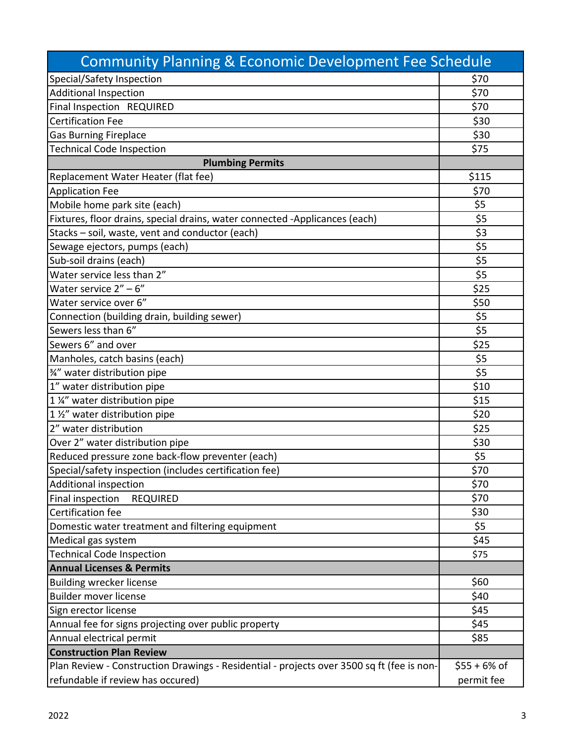| Community Planning & Economic Development Fee Schedule | |
|---|---|
| Special/Safety Inspection | $70 |
| Additional Inspection | $70 |
| Final Inspection   REQUIRED | $70 |
| Certification Fee | $30 |
| Gas Burning Fireplace | $30 |
| Technical Code Inspection | $75 |
| **Plumbing Permits** | |
| Replacement Water Heater (flat fee) | $115 |
| Application Fee | $70 |
| Mobile home park site (each) | $5 |
| Fixtures, floor drains, special drains, water connected -Applicances (each) | $5 |
| Stacks – soil, waste, vent and conductor (each) | $3 |
| Sewage ejectors, pumps (each) | $5 |
| Sub-soil drains (each) | $5 |
| Water service less than 2” | $5 |
| Water service 2” – 6” | $25 |
| Water service over 6” | $50 |
| Connection (building drain, building sewer) | $5 |
| Sewers less than 6” | $5 |
| Sewers 6” and over | $25 |
| Manholes, catch basins (each) | $5 |
| ¾” water distribution pipe | $5 |
| 1” water distribution pipe | $10 |
| 1 ¼” water distribution pipe | $15 |
| 1 ½” water distribution pipe | $20 |
| 2” water distribution | $25 |
| Over 2” water distribution pipe | $30 |
| Reduced pressure zone back-flow preventer (each) | $5 |
| Special/safety inspection (includes certification fee) | $70 |
| Additional inspection | $70 |
| Final inspection     REQUIRED | $70 |
| Certification fee | $30 |
| Domestic water treatment and filtering equipment | $5 |
| Medical gas system | $45 |
| Technical Code Inspection | $75 |
| **Annual Licenses & Permits** | |
| Building wrecker license | $60 |
| Builder mover license | $40 |
| Sign erector license | $45 |
| Annual fee for signs projecting over public property | $45 |
| Annual electrical permit | $85 |
| **Construction Plan Review** | |
| Plan Review - Construction Drawings - Residential - projects over 3500 sq ft (fee is non-refundable if review has occured) | $55 + 6% of permit fee |

2022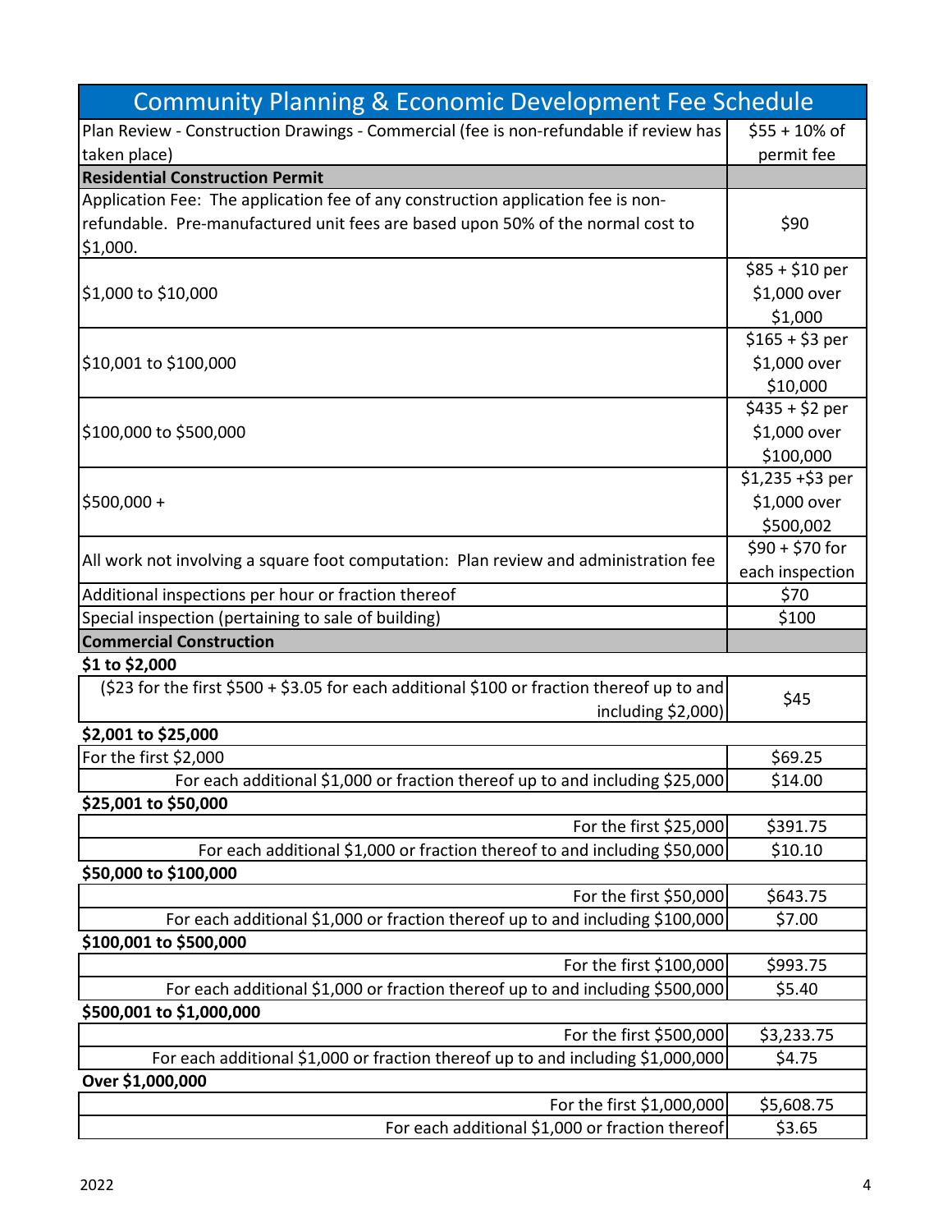| Community Planning & Economic Development Fee Schedule | |
|---|---|
| Plan Review - Construction Drawings - Commercial (fee is non-refundable if review has taken place) | $55 + 10% of permit fee |
| **Residential Construction Permit** | |
| Application Fee: The application fee of any construction application fee is non-refundable. Pre-manufactured unit fees are based upon 50% of the normal cost to $1,000. | $90 |
| $1,000 to $10,000 | $85 + $10 per $1,000 over $1,000 |
| $10,001 to $100,000 | $165 + $3 per $1,000 over $10,000 |
| $100,000 to $500,000 | $435 + $2 per $1,000 over $100,000 |
| $500,000 + | $1,235 +$3 per $1,000 over $500,002 |
| All work not involving a square foot computation: Plan review and administration fee | $90 + $70 for each inspection |
| Additional inspections per hour or fraction thereof | $70 |
| Special inspection (pertaining to sale of building) | $100 |
| **Commercial Construction** | |
| **$1 to $2,000** | |
| ($23 for the first $500 + $3.05 for each additional $100 or fraction thereof up to and including $2,000) | $45 |
| **$2,001 to $25,000** | |
| For the first $2,000 | $69.25 |
| For each additional $1,000 or fraction thereof up to and including $25,000 | $14.00 |
| **$25,001 to $50,000** | |
| For the first $25,000 | $391.75 |
| For each additional $1,000 or fraction thereof to and including $50,000 | $10.10 |
| **$50,000 to $100,000** | |
| For the first $50,000 | $643.75 |
| For each additional $1,000 or fraction thereof up to and including $100,000 | $7.00 |
| **$100,001 to $500,000** | |
| For the first $100,000 | $993.75 |
| For each additional $1,000 or fraction thereof up to and including $500,000 | $5.40 |
| **$500,001 to $1,000,000** | |
| For the first $500,000 | $3,233.75 |
| For each additional $1,000 or fraction thereof up to and including $1,000,000 | $4.75 |
| **Over $1,000,000** | |
| For the first $1,000,000 | $5,608.75 |
| For each additional $1,000 or fraction thereof | $3.65 |

2022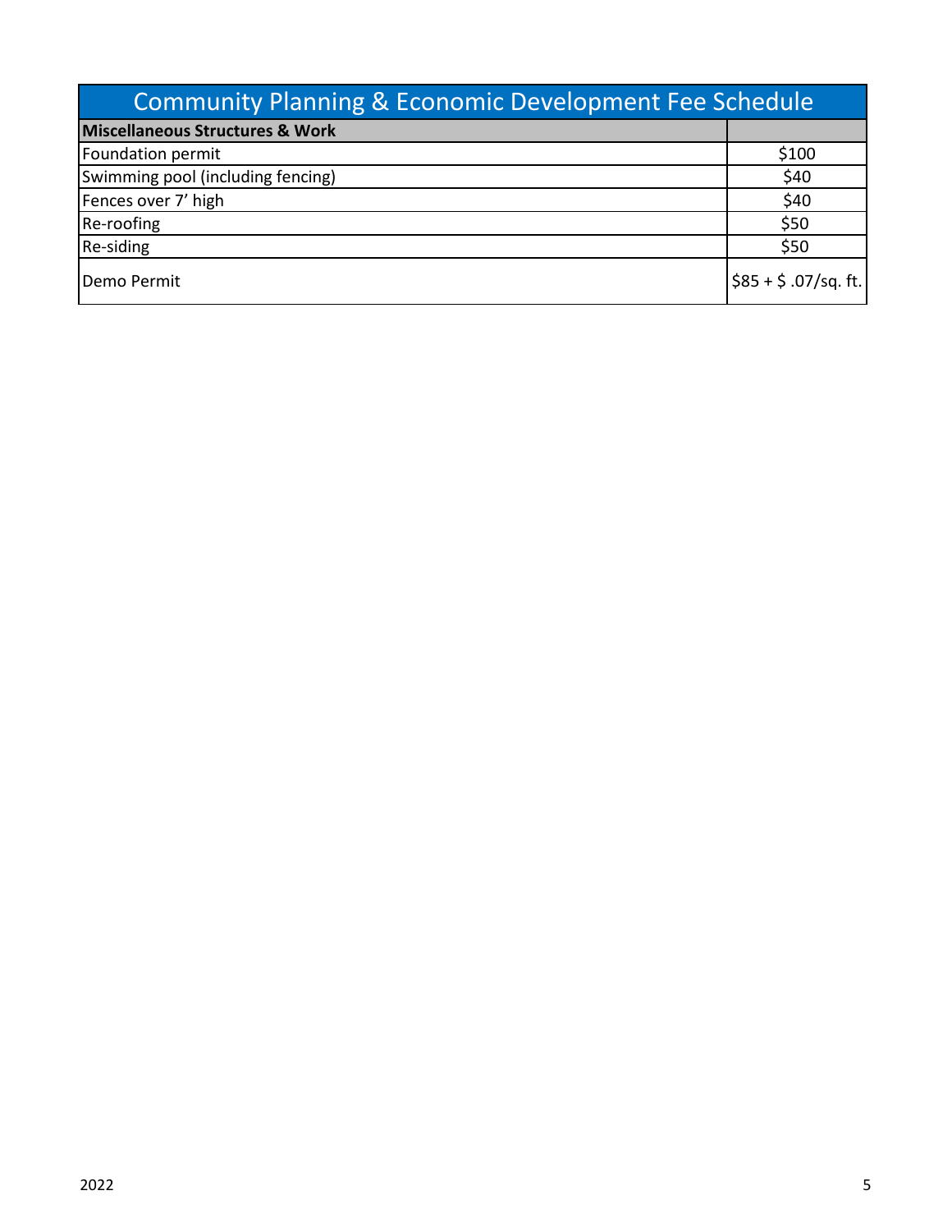| Community Planning & Economic Development Fee Schedule | |
|---|---|
| **Miscellaneous Structures & Work** | |
| Foundation permit | $100 |
| Swimming pool (including fencing) | $40 |
| Fences over 7’ high | $40 |
| Re-roofing | $50 |
| Re-siding | $50 |
| Demo Permit | $85 + $ .07/sq. ft. |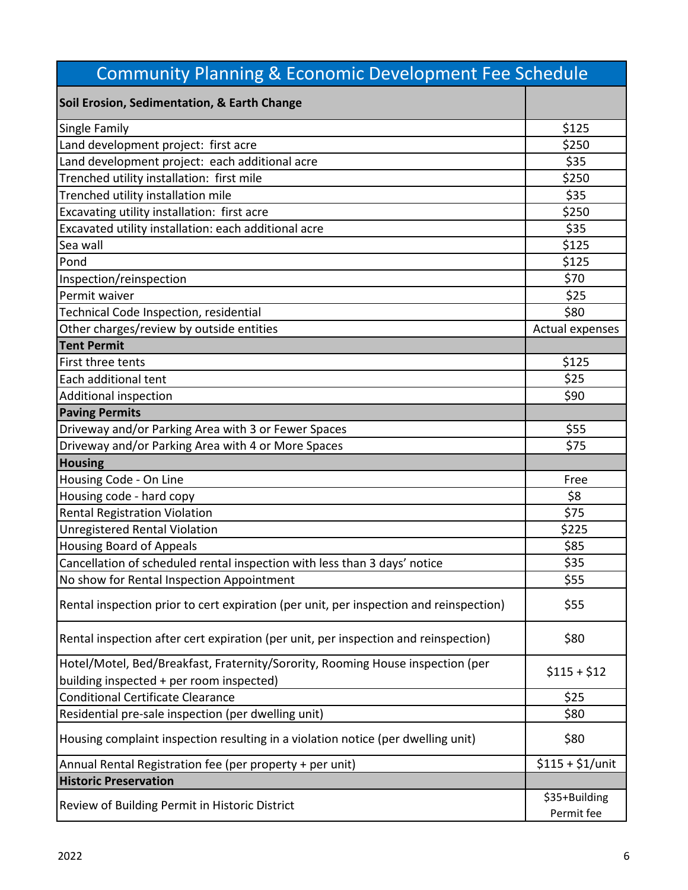| Community Planning & Economic Development Fee Schedule | |
|---|---|
| **Soil Erosion, Sedimentation, & Earth Change** | |
| Single Family | $125 |
| Land development project: first acre | $250 |
| Land development project: each additional acre | $35 |
| Trenched utility installation: first mile | $250 |
| Trenched utility installation mile | $35 |
| Excavating utility installation: first acre | $250 |
| Excavated utility installation: each additional acre | $35 |
| Sea wall | $125 |
| Pond | $125 |
| Inspection/reinspection | $70 |
| Permit waiver | $25 |
| Technical Code Inspection, residential | $80 |
| Other charges/review by outside entities | Actual expenses |
| **Tent Permit** | |
| First three tents | $125 |
| Each additional tent | $25 |
| Additional inspection | $90 |
| **Paving Permits** | |
| Driveway and/or Parking Area with 3 or Fewer Spaces | $55 |
| Driveway and/or Parking Area with 4 or More Spaces | $75 |
| **Housing** | |
| Housing Code - On Line | Free |
| Housing code - hard copy | $8 |
| Rental Registration Violation | $75 |
| Unregistered Rental Violation | $225 |
| Housing Board of Appeals | $85 |
| Cancellation of scheduled rental inspection with less than 3 days' notice | $35 |
| No show for Rental Inspection Appointment | $55 |
| Rental inspection prior to cert expiration (per unit, per inspection and reinspection) | $55 |
| Rental inspection after cert expiration (per unit, per inspection and reinspection) | $80 |
| Hotel/Motel, Bed/Breakfast, Fraternity/Sorority, Rooming House inspection (per building inspected + per room inspected) | $115 + $12 |
| Conditional Certificate Clearance | $25 |
| Residential pre-sale inspection (per dwelling unit) | $80 |
| Housing complaint inspection resulting in a violation notice (per dwelling unit) | $80 |
| Annual Rental Registration fee (per property + per unit) | $115 + $1/unit |
| **Historic Preservation** | |
| Review of Building Permit in Historic District | $35+Building Permit fee |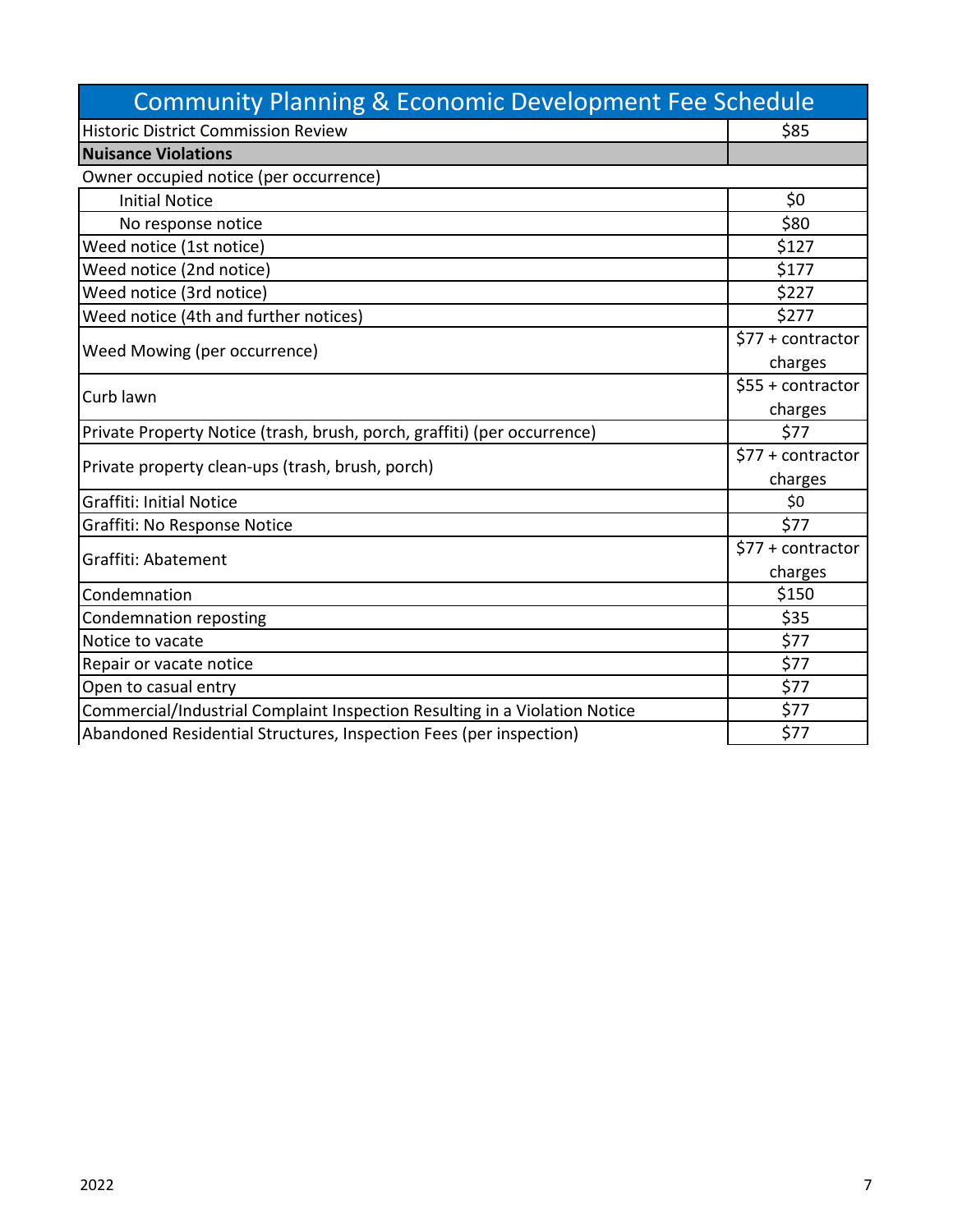| Community Planning & Economic Development Fee Schedule | |
|---|---|
| Historic District Commission Review | $85 |
| **Nuisance Violations** | |
| Owner occupied notice (per occurrence) | |
| Initial Notice | $0 |
| No response notice | $80 |
| Weed notice (1st notice) | $127 |
| Weed notice (2nd notice) | $177 |
| Weed notice (3rd notice) | $227 |
| Weed notice (4th and further notices) | $277 |
| Weed Mowing (per occurrence) | $77 + contractor charges |
| Curb lawn | $55 + contractor charges |
| Private Property Notice (trash, brush, porch, graffiti) (per occurrence) | $77 |
| Private property clean-ups (trash, brush, porch) | $77 + contractor charges |
| Graffiti: Initial Notice | $0 |
| Graffiti: No Response Notice | $77 |
| Graffiti: Abatement | $77 + contractor charges |
| Condemnation | $150 |
| Condemnation reposting | $35 |
| Notice to vacate | $77 |
| Repair or vacate notice | $77 |
| Open to casual entry | $77 |
| Commercial/Industrial Complaint Inspection Resulting in a Violation Notice | $77 |
| Abandoned Residential Structures, Inspection Fees (per inspection) | $77 |

2022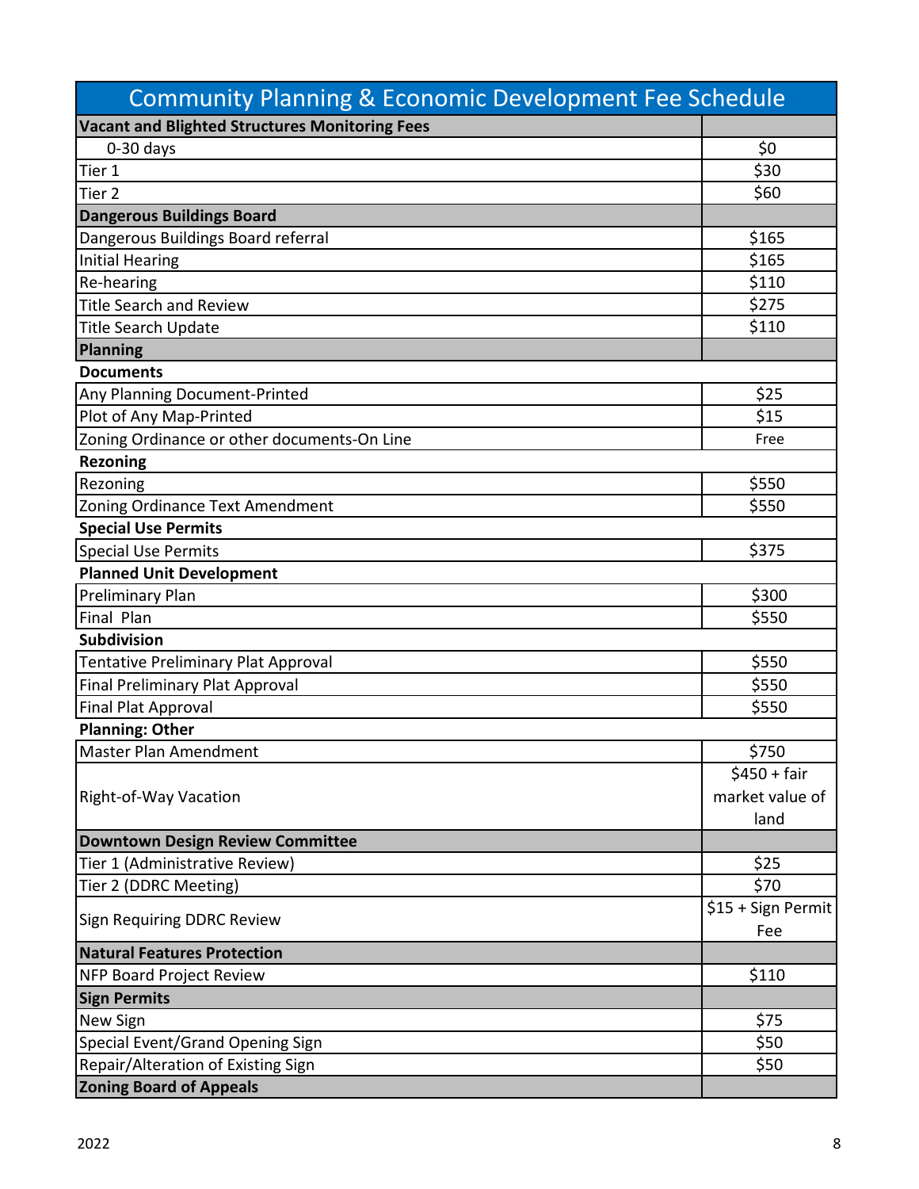| Community Planning & Economic Development Fee Schedule | |
|---|---|
| **Vacant and Blighted Structures Monitoring Fees** | |
| 0-30 days | $0 |
| Tier 1 | $30 |
| Tier 2 | $60 |
| **Dangerous Buildings Board** | |
| Dangerous Buildings Board referral | $165 |
| Initial Hearing | $165 |
| Re-hearing | $110 |
| Title Search and Review | $275 |
| Title Search Update | $110 |
| **Planning** | |
| **Documents** | |
| Any Planning Document-Printed | $25 |
| Plot of Any Map-Printed | $15 |
| Zoning Ordinance or other documents-On Line | Free |
| **Rezoning** | |
| Rezoning | $550 |
| Zoning Ordinance Text Amendment | $550 |
| **Special Use Permits** | |
| Special Use Permits | $375 |
| **Planned Unit Development** | |
| Preliminary Plan | $300 |
| Final Plan | $550 |
| **Subdivision** | |
| Tentative Preliminary Plat Approval | $550 |
| Final Preliminary Plat Approval | $550 |
| Final Plat Approval | $550 |
| **Planning: Other** | |
| Master Plan Amendment | $750 |
| Right-of-Way Vacation | $450 + fair market value of land |
| **Downtown Design Review Committee** | |
| Tier 1 (Administrative Review) | $25 |
| Tier 2 (DDRC Meeting) | $70 |
| Sign Requiring DDRC Review | $15 + Sign Permit Fee |
| **Natural Features Protection** | |
| NFP Board Project Review | $110 |
| **Sign Permits** | |
| New Sign | $75 |
| Special Event/Grand Opening Sign | $50 |
| Repair/Alteration of Existing Sign | $50 |
| **Zoning Board of Appeals** | |

2022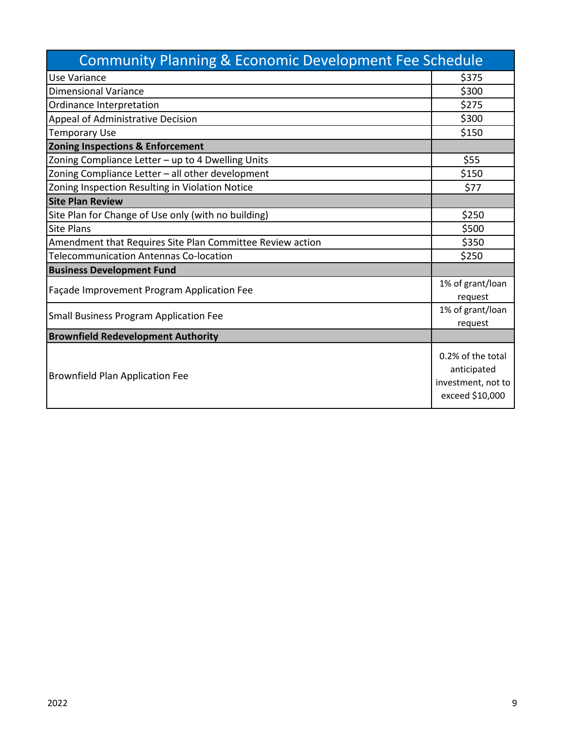| Community Planning & Economic Development Fee Schedule | |
|---|---|
| Use Variance | $375 |
| Dimensional Variance | $300 |
| Ordinance Interpretation | $275 |
| Appeal of Administrative Decision | $300 |
| Temporary Use | $150 |
| **Zoning Inspections & Enforcement** | |
| Zoning Compliance Letter – up to 4 Dwelling Units | $55 |
| Zoning Compliance Letter – all other development | $150 |
| Zoning Inspection Resulting in Violation Notice | $77 |
| **Site Plan Review** | |
| Site Plan for Change of Use only (with no building) | $250 |
| Site Plans | $500 |
| Amendment that Requires Site Plan Committee Review action | $350 |
| Telecommunication Antennas Co-location | $250 |
| **Business Development Fund** | |
| Façade Improvement Program Application Fee | 1% of grant/loan request |
| Small Business Program Application Fee | 1% of grant/loan request |
| **Brownfield Redevelopment Authority** | |
| Brownfield Plan Application Fee | 0.2% of the total anticipated investment, not to exceed $10,000 |